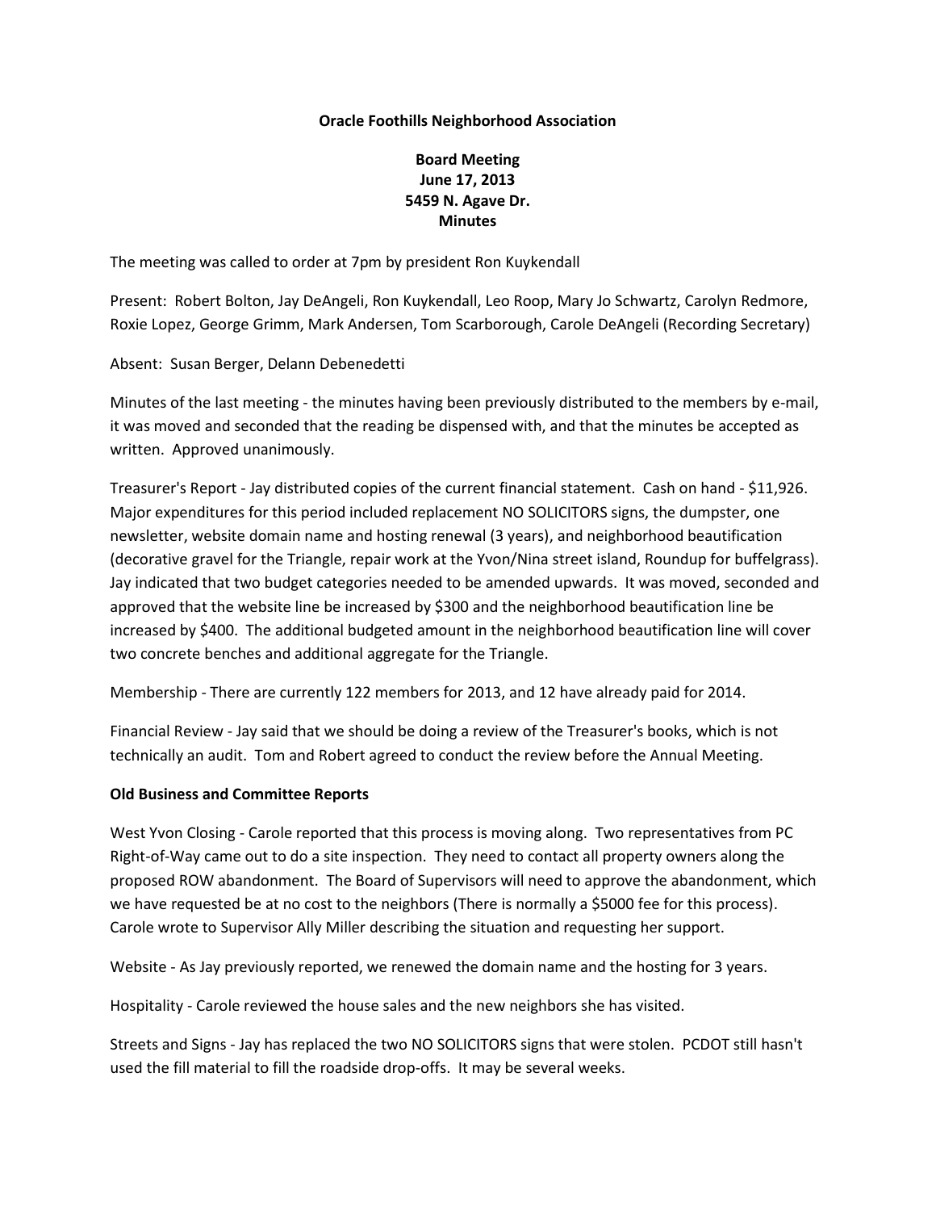**Oracle Foothills Neighborhood Association**

**Board Meeting**
**June 17, 2013**
**5459 N. Agave Dr.**
**Minutes**

The meeting was called to order at 7pm by president Ron Kuykendall

Present: Robert Bolton, Jay DeAngeli, Ron Kuykendall, Leo Roop, Mary Jo Schwartz, Carolyn Redmore, Roxie Lopez, George Grimm, Mark Andersen, Tom Scarborough, Carole DeAngeli (Recording Secretary)

Absent: Susan Berger, Delann Debenedetti

Minutes of the last meeting - the minutes having been previously distributed to the members by e-mail, it was moved and seconded that the reading be dispensed with, and that the minutes be accepted as written. Approved unanimously.

Treasurer's Report - Jay distributed copies of the current financial statement. Cash on hand - $11,926. Major expenditures for this period included replacement NO SOLICITORS signs, the dumpster, one newsletter, website domain name and hosting renewal (3 years), and neighborhood beautification (decorative gravel for the Triangle, repair work at the Yvon/Nina street island, Roundup for buffelgrass). Jay indicated that two budget categories needed to be amended upwards. It was moved, seconded and approved that the website line be increased by $300 and the neighborhood beautification line be increased by $400. The additional budgeted amount in the neighborhood beautification line will cover two concrete benches and additional aggregate for the Triangle.

Membership - There are currently 122 members for 2013, and 12 have already paid for 2014.

Financial Review - Jay said that we should be doing a review of the Treasurer's books, which is not technically an audit. Tom and Robert agreed to conduct the review before the Annual Meeting.

**Old Business and Committee Reports**

West Yvon Closing - Carole reported that this process is moving along. Two representatives from PC Right-of-Way came out to do a site inspection. They need to contact all property owners along the proposed ROW abandonment. The Board of Supervisors will need to approve the abandonment, which we have requested be at no cost to the neighbors (There is normally a $5000 fee for this process). Carole wrote to Supervisor Ally Miller describing the situation and requesting her support.

Website - As Jay previously reported, we renewed the domain name and the hosting for 3 years.

Hospitality - Carole reviewed the house sales and the new neighbors she has visited.

Streets and Signs - Jay has replaced the two NO SOLICITORS signs that were stolen. PCDOT still hasn't used the fill material to fill the roadside drop-offs. It may be several weeks.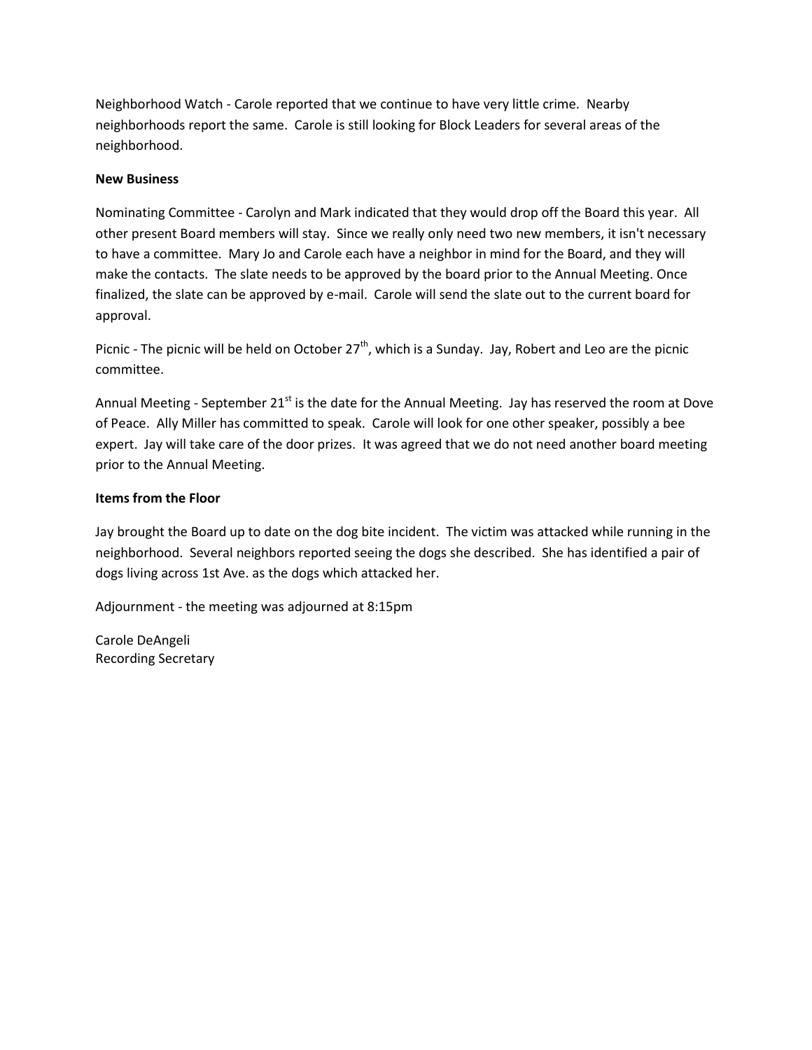Neighborhood Watch - Carole reported that we continue to have very little crime. Nearby neighborhoods report the same. Carole is still looking for Block Leaders for several areas of the neighborhood.

**New Business**

Nominating Committee - Carolyn and Mark indicated that they would drop off the Board this year. All other present Board members will stay. Since we really only need two new members, it isn't necessary to have a committee. Mary Jo and Carole each have a neighbor in mind for the Board, and they will make the contacts. The slate needs to be approved by the board prior to the Annual Meeting. Once finalized, the slate can be approved by e-mail. Carole will send the slate out to the current board for approval.

Picnic - The picnic will be held on October 27th, which is a Sunday. Jay, Robert and Leo are the picnic committee.

Annual Meeting - September 21st is the date for the Annual Meeting. Jay has reserved the room at Dove of Peace. Ally Miller has committed to speak. Carole will look for one other speaker, possibly a bee expert. Jay will take care of the door prizes. It was agreed that we do not need another board meeting prior to the Annual Meeting.

**Items from the Floor**

Jay brought the Board up to date on the dog bite incident. The victim was attacked while running in the neighborhood. Several neighbors reported seeing the dogs she described. She has identified a pair of dogs living across 1st Ave. as the dogs which attacked her.

Adjournment - the meeting was adjourned at 8:15pm

Carole DeAngeli  
Recording Secretary